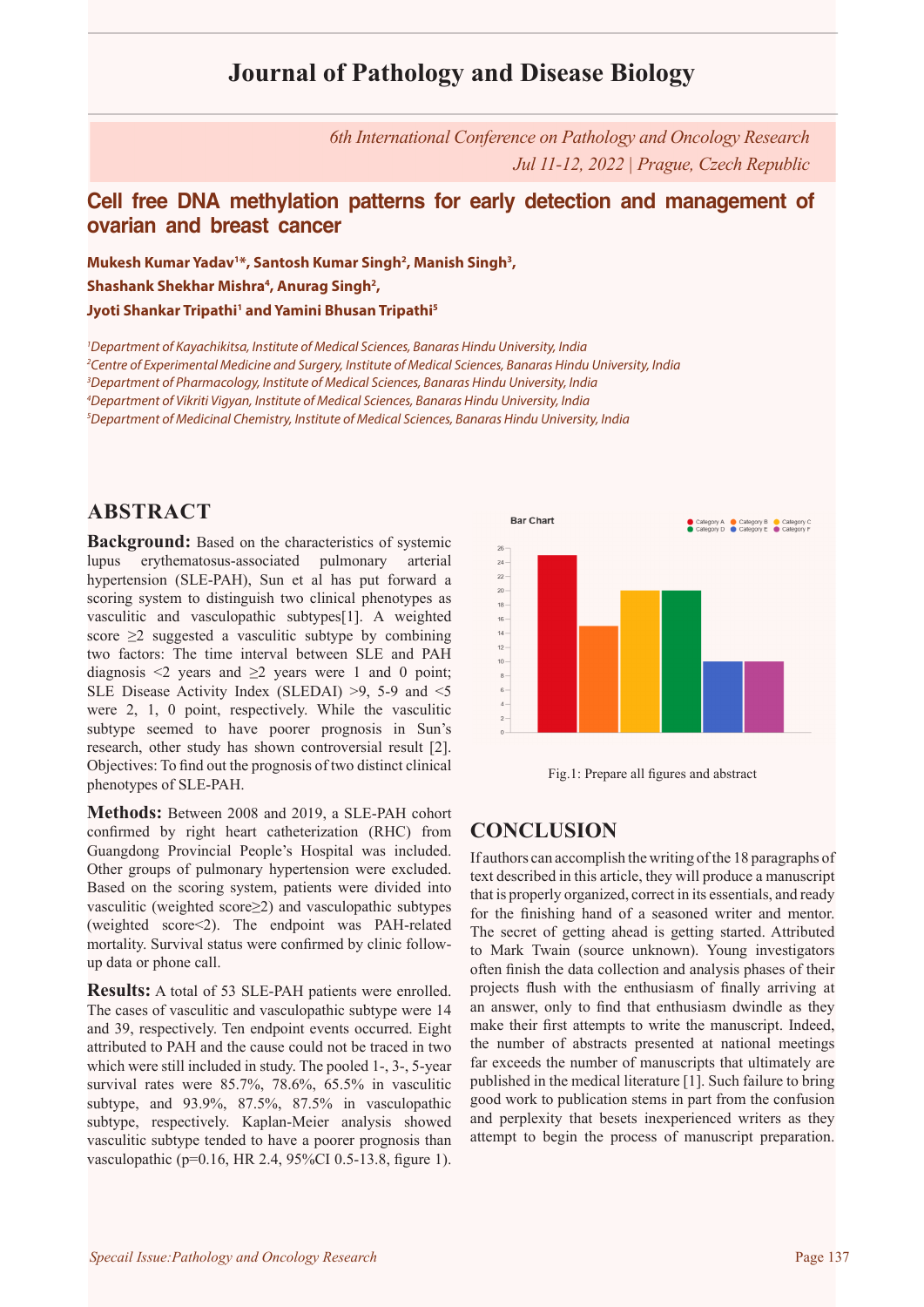# Journal of Pathology and Disease Biology

*6th International Conference on Pathology and Oncology Research*
*Jul 11-12, 2022 | Prague, Czech Republic*

## Cell free DNA methylation patterns for early detection and management of ovarian and breast cancer

**Mukesh Kumar Yadav[1]*, Santosh Kumar Singh[2], Manish Singh[3], Shashank Shekhar Mishra[4], Anurag Singh[2], Jyoti Shankar Tripathi[1] and Yamini Bhusan Tripathi[5]**

[1]*Department of Kayachikitsa, Institute of Medical Sciences, Banaras Hindu University, India*
[2]*Centre of Experimental Medicine and Surgery, Institute of Medical Sciences, Banaras Hindu University, India*
[3]*Department of Pharmacology, Institute of Medical Sciences, Banaras Hindu University, India*
[4]*Department of Vikriti Vigyan, Institute of Medical Sciences, Banaras Hindu University, India*
[5]*Department of Medicinal Chemistry, Institute of Medical Sciences, Banaras Hindu University, India*

## ABSTRACT

**Background:** Based on the characteristics of systemic lupus erythematosus-associated pulmonary arterial hypertension (SLE-PAH), Sun et al has put forward a scoring system to distinguish two clinical phenotypes as vasculitic and vasculopathic subtypes[1]. A weighted score ≥2 suggested a vasculitic subtype by combining two factors: The time interval between SLE and PAH diagnosis <2 years and ≥2 years were 1 and 0 point; SLE Disease Activity Index (SLEDAI) >9, 5-9 and <5 were 2, 1, 0 point, respectively. While the vasculitic subtype seemed to have poorer prognosis in Sun's research, other study has shown controversial result [2]. Objectives: To find out the prognosis of two distinct clinical phenotypes of SLE-PAH.

**Methods:** Between 2008 and 2019, a SLE-PAH cohort confirmed by right heart catheterization (RHC) from Guangdong Provincial People's Hospital was included. Other groups of pulmonary hypertension were excluded. Based on the scoring system, patients were divided into vasculitic (weighted score≥2) and vasculopathic subtypes (weighted score<2). The endpoint was PAH-related mortality. Survival status were confirmed by clinic follow-up data or phone call.

**Results:** A total of 53 SLE-PAH patients were enrolled. The cases of vasculitic and vasculopathic subtype were 14 and 39, respectively. Ten endpoint events occurred. Eight attributed to PAH and the cause could not be traced in two which were still included in study. The pooled 1-, 3-, 5-year survival rates were 85.7%, 78.6%, 65.5% in vasculitic subtype, and 93.9%, 87.5%, 87.5% in vasculopathic subtype, respectively. Kaplan-Meier analysis showed vasculitic subtype tended to have a poorer prognosis than vasculopathic (p=0.16, HR 2.4, 95%CI 0.5-13.8, figure 1).

Fig.1: Prepare all figures and abstract

## CONCLUSION

If authors can accomplish the writing of the 18 paragraphs of text described in this article, they will produce a manuscript that is properly organized, correct in its essentials, and ready for the finishing hand of a seasoned writer and mentor. The secret of getting ahead is getting started. Attributed to Mark Twain (source unknown). Young investigators often finish the data collection and analysis phases of their projects flush with the enthusiasm of finally arriving at an answer, only to find that enthusiasm dwindle as they make their first attempts to write the manuscript. Indeed, the number of abstracts presented at national meetings far exceeds the number of manuscripts that ultimately are published in the medical literature [1]. Such failure to bring good work to publication stems in part from the confusion and perplexity that besets inexperienced writers as they attempt to begin the process of manuscript preparation.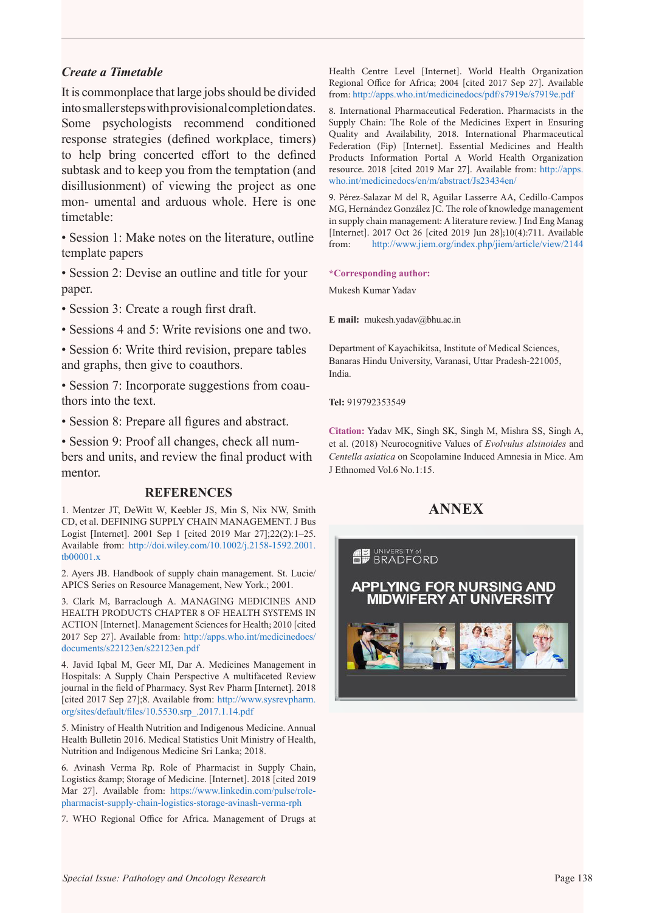### *Create a Timetable*

It is commonplace that large jobs should be divided into smaller steps with provisional completion dates. Some psychologists recommend conditioned response strategies (defined workplace, timers) to help bring concerted effort to the defined subtask and to keep you from the temptation (and disillusionment) of viewing the project as one mon- umental and arduous whole. Here is one timetable:

- Session 1: Make notes on the literature, outline template papers
- Session 2: Devise an outline and title for your paper.
- Session 3: Create a rough first draft.
- Sessions 4 and 5: Write revisions one and two.
- Session 6: Write third revision, prepare tables and graphs, then give to coauthors.
- Session 7: Incorporate suggestions from coau- thors into the text.
- Session 8: Prepare all figures and abstract.
- Session 9: Proof all changes, check all num- bers and units, and review the final product with mentor.

## REFERENCES

1. Mentzer JT, DeWitt W, Keebler JS, Min S, Nix NW, Smith CD, et al. DEFINING SUPPLY CHAIN MANAGEMENT. J Bus Logist [Internet]. 2001 Sep 1 [cited 2019 Mar 27];22(2):1–25. Available from: http://doi.wiley.com/10.1002/j.2158-1592.2001.tb00001.x

2. Ayers JB. Handbook of supply chain management. St. Lucie/ APICS Series on Resource Management, New York.; 2001.

3. Clark M, Barraclough A. MANAGING MEDICINES AND HEALTH PRODUCTS CHAPTER 8 OF HEALTH SYSTEMS IN ACTION [Internet]. Management Sciences for Health; 2010 [cited 2017 Sep 27]. Available from: http://apps.who.int/medicinedocs/documents/s22123en/s22123en.pdf

4. Javid Iqbal M, Geer MI, Dar A. Medicines Management in Hospitals: A Supply Chain Perspective A multifaceted Review journal in the field of Pharmacy. Syst Rev Pharm [Internet]. 2018 [cited 2017 Sep 27];8. Available from: http://www.sysrevpharm.org/sites/default/files/10.5530.srp_.2017.1.14.pdf

5. Ministry of Health Nutrition and Indigenous Medicine. Annual Health Bulletin 2016. Medical Statistics Unit Ministry of Health, Nutrition and Indigenous Medicine Sri Lanka; 2018.

6. Avinash Verma Rp. Role of Pharmacist in Supply Chain, Logistics &amp; Storage of Medicine. [Internet]. 2018 [cited 2019 Mar 27]. Available from: https://www.linkedin.com/pulse/role-pharmacist-supply-chain-logistics-storage-avinash-verma-rph

7. WHO Regional Office for Africa. Management of Drugs at Health Centre Level [Internet]. World Health Organization Regional Office for Africa; 2004 [cited 2017 Sep 27]. Available from: http://apps.who.int/medicinedocs/pdf/s7919e/s7919e.pdf

8. International Pharmaceutical Federation. Pharmacists in the Supply Chain: The Role of the Medicines Expert in Ensuring Quality and Availability, 2018. International Pharmaceutical Federation (Fip) [Internet]. Essential Medicines and Health Products Information Portal A World Health Organization resource. 2018 [cited 2019 Mar 27]. Available from: http://apps.who.int/medicinedocs/en/m/abstract/Js23434en/

9. Pérez-Salazar M del R, Aguilar Lasserre AA, Cedillo-Campos MG, Hernández González JC. The role of knowledge management in supply chain management: A literature review. J Ind Eng Manag [Internet]. 2017 Oct 26 [cited 2019 Jun 28];10(4):711. Available from: http://www.jiem.org/index.php/jiem/article/view/2144

**\*Corresponding author:**

Mukesh Kumar Yadav

**E mail:** mukesh.yadav@bhu.ac.in

Department of Kayachikitsa, Institute of Medical Sciences, Banaras Hindu University, Varanasi, Uttar Pradesh-221005, India.

**Tel:** 919792353549

**Citation:** Yadav MK, Singh SK, Singh M, Mishra SS, Singh A, et al. (2018) Neurocognitive Values of *Evolvulus alsinoides* and *Centella asiatica* on Scopolamine Induced Amnesia in Mice. Am J Ethnomed Vol.6 No.1:15.

## ANNEX

UNIVERSITY of BRADFORD

APPLYING FOR NURSING AND MIDWIFERY AT UNIVERSITY